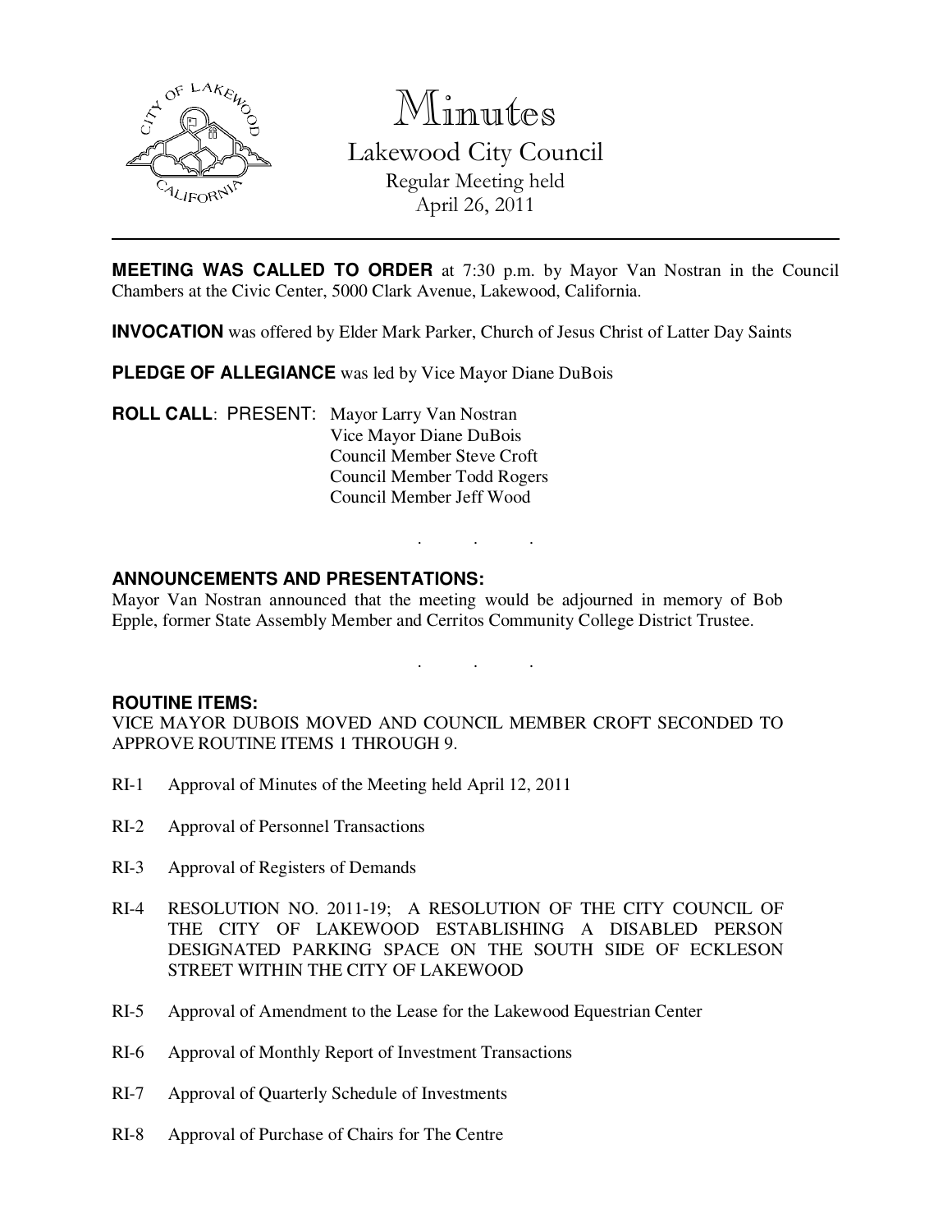# Minutes

## Lakewood City Council

Regular Meeting held
April 26, 2011

---

**MEETING WAS CALLED TO ORDER** at 7:30 p.m. by Mayor Van Nostran in the Council Chambers at the Civic Center, 5000 Clark Avenue, Lakewood, California.

**INVOCATION** was offered by Elder Mark Parker, Church of Jesus Christ of Latter Day Saints

**PLEDGE OF ALLEGIANCE** was led by Vice Mayor Diane DuBois

**ROLL CALL**: PRESENT: Mayor Larry Van Nostran
Vice Mayor Diane DuBois
Council Member Steve Croft
Council Member Todd Rogers
Council Member Jeff Wood

. . .

**ANNOUNCEMENTS AND PRESENTATIONS:**

Mayor Van Nostran announced that the meeting would be adjourned in memory of Bob Epple, former State Assembly Member and Cerritos Community College District Trustee.

. . .

**ROUTINE ITEMS:**

VICE MAYOR DUBOIS MOVED AND COUNCIL MEMBER CROFT SECONDED TO APPROVE ROUTINE ITEMS 1 THROUGH 9.

RI-1 Approval of Minutes of the Meeting held April 12, 2011

RI-2 Approval of Personnel Transactions

RI-3 Approval of Registers of Demands

RI-4 RESOLUTION NO. 2011-19; A RESOLUTION OF THE CITY COUNCIL OF THE CITY OF LAKEWOOD ESTABLISHING A DISABLED PERSON DESIGNATED PARKING SPACE ON THE SOUTH SIDE OF ECKLESON STREET WITHIN THE CITY OF LAKEWOOD

RI-5 Approval of Amendment to the Lease for the Lakewood Equestrian Center

RI-6 Approval of Monthly Report of Investment Transactions

RI-7 Approval of Quarterly Schedule of Investments

RI-8 Approval of Purchase of Chairs for The Centre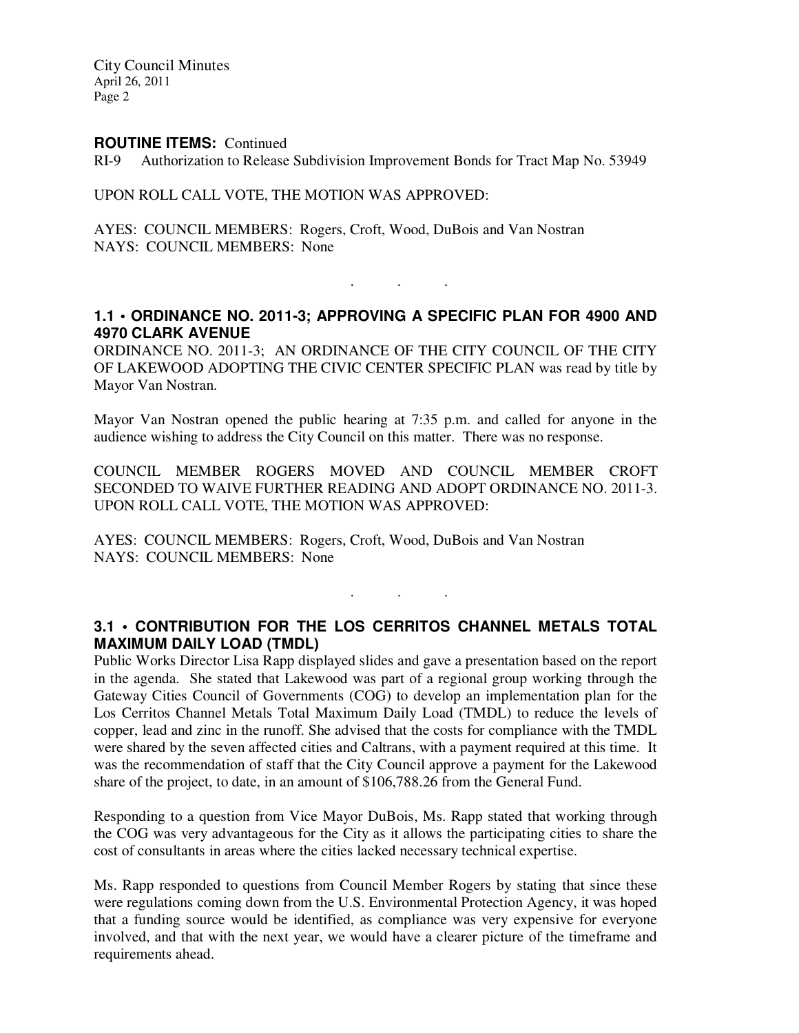**ROUTINE ITEMS:** Continued

RI-9 Authorization to Release Subdivision Improvement Bonds for Tract Map No. 53949

UPON ROLL CALL VOTE, THE MOTION WAS APPROVED:

AYES: COUNCIL MEMBERS: Rogers, Croft, Wood, DuBois and Van Nostran
NAYS: COUNCIL MEMBERS: None

. . .

### 1.1 • ORDINANCE NO. 2011-3; APPROVING A SPECIFIC PLAN FOR 4900 AND 4970 CLARK AVENUE

ORDINANCE NO. 2011-3; AN ORDINANCE OF THE CITY COUNCIL OF THE CITY OF LAKEWOOD ADOPTING THE CIVIC CENTER SPECIFIC PLAN was read by title by Mayor Van Nostran.

Mayor Van Nostran opened the public hearing at 7:35 p.m. and called for anyone in the audience wishing to address the City Council on this matter. There was no response.

COUNCIL MEMBER ROGERS MOVED AND COUNCIL MEMBER CROFT SECONDED TO WAIVE FURTHER READING AND ADOPT ORDINANCE NO. 2011-3. UPON ROLL CALL VOTE, THE MOTION WAS APPROVED:

AYES: COUNCIL MEMBERS: Rogers, Croft, Wood, DuBois and Van Nostran
NAYS: COUNCIL MEMBERS: None

. . .

### 3.1 • CONTRIBUTION FOR THE LOS CERRITOS CHANNEL METALS TOTAL MAXIMUM DAILY LOAD (TMDL)

Public Works Director Lisa Rapp displayed slides and gave a presentation based on the report in the agenda. She stated that Lakewood was part of a regional group working through the Gateway Cities Council of Governments (COG) to develop an implementation plan for the Los Cerritos Channel Metals Total Maximum Daily Load (TMDL) to reduce the levels of copper, lead and zinc in the runoff. She advised that the costs for compliance with the TMDL were shared by the seven affected cities and Caltrans, with a payment required at this time. It was the recommendation of staff that the City Council approve a payment for the Lakewood share of the project, to date, in an amount of $106,788.26 from the General Fund.

Responding to a question from Vice Mayor DuBois, Ms. Rapp stated that working through the COG was very advantageous for the City as it allows the participating cities to share the cost of consultants in areas where the cities lacked necessary technical expertise.

Ms. Rapp responded to questions from Council Member Rogers by stating that since these were regulations coming down from the U.S. Environmental Protection Agency, it was hoped that a funding source would be identified, as compliance was very expensive for everyone involved, and that with the next year, we would have a clearer picture of the timeframe and requirements ahead.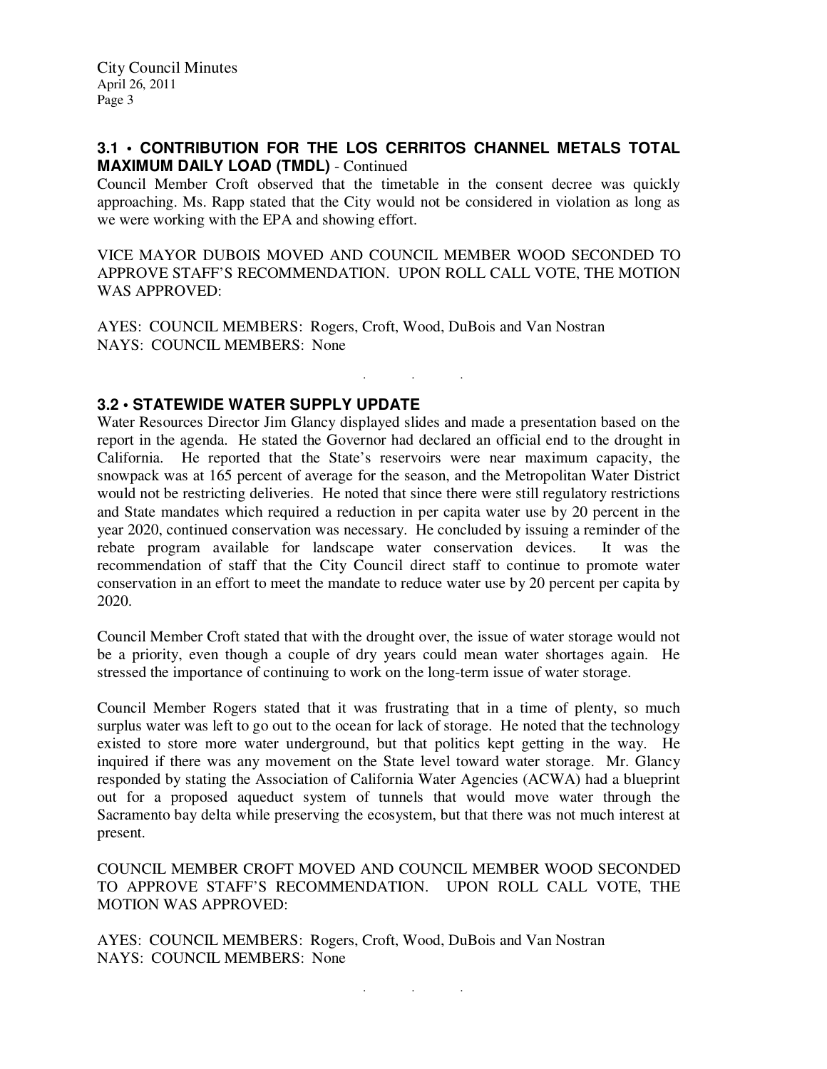### 3.1 • CONTRIBUTION FOR THE LOS CERRITOS CHANNEL METALS TOTAL MAXIMUM DAILY LOAD (TMDL) - Continued

Council Member Croft observed that the timetable in the consent decree was quickly approaching. Ms. Rapp stated that the City would not be considered in violation as long as we were working with the EPA and showing effort.

VICE MAYOR DUBOIS MOVED AND COUNCIL MEMBER WOOD SECONDED TO APPROVE STAFF'S RECOMMENDATION. UPON ROLL CALL VOTE, THE MOTION WAS APPROVED:

AYES: COUNCIL MEMBERS: Rogers, Croft, Wood, DuBois and Van Nostran
NAYS: COUNCIL MEMBERS: None

. . .

### 3.2 • STATEWIDE WATER SUPPLY UPDATE

Water Resources Director Jim Glancy displayed slides and made a presentation based on the report in the agenda. He stated the Governor had declared an official end to the drought in California. He reported that the State's reservoirs were near maximum capacity, the snowpack was at 165 percent of average for the season, and the Metropolitan Water District would not be restricting deliveries. He noted that since there were still regulatory restrictions and State mandates which required a reduction in per capita water use by 20 percent in the year 2020, continued conservation was necessary. He concluded by issuing a reminder of the rebate program available for landscape water conservation devices. It was the recommendation of staff that the City Council direct staff to continue to promote water conservation in an effort to meet the mandate to reduce water use by 20 percent per capita by 2020.

Council Member Croft stated that with the drought over, the issue of water storage would not be a priority, even though a couple of dry years could mean water shortages again. He stressed the importance of continuing to work on the long-term issue of water storage.

Council Member Rogers stated that it was frustrating that in a time of plenty, so much surplus water was left to go out to the ocean for lack of storage. He noted that the technology existed to store more water underground, but that politics kept getting in the way. He inquired if there was any movement on the State level toward water storage. Mr. Glancy responded by stating the Association of California Water Agencies (ACWA) had a blueprint out for a proposed aqueduct system of tunnels that would move water through the Sacramento bay delta while preserving the ecosystem, but that there was not much interest at present.

COUNCIL MEMBER CROFT MOVED AND COUNCIL MEMBER WOOD SECONDED TO APPROVE STAFF'S RECOMMENDATION. UPON ROLL CALL VOTE, THE MOTION WAS APPROVED:

AYES: COUNCIL MEMBERS: Rogers, Croft, Wood, DuBois and Van Nostran
NAYS: COUNCIL MEMBERS: None

. . .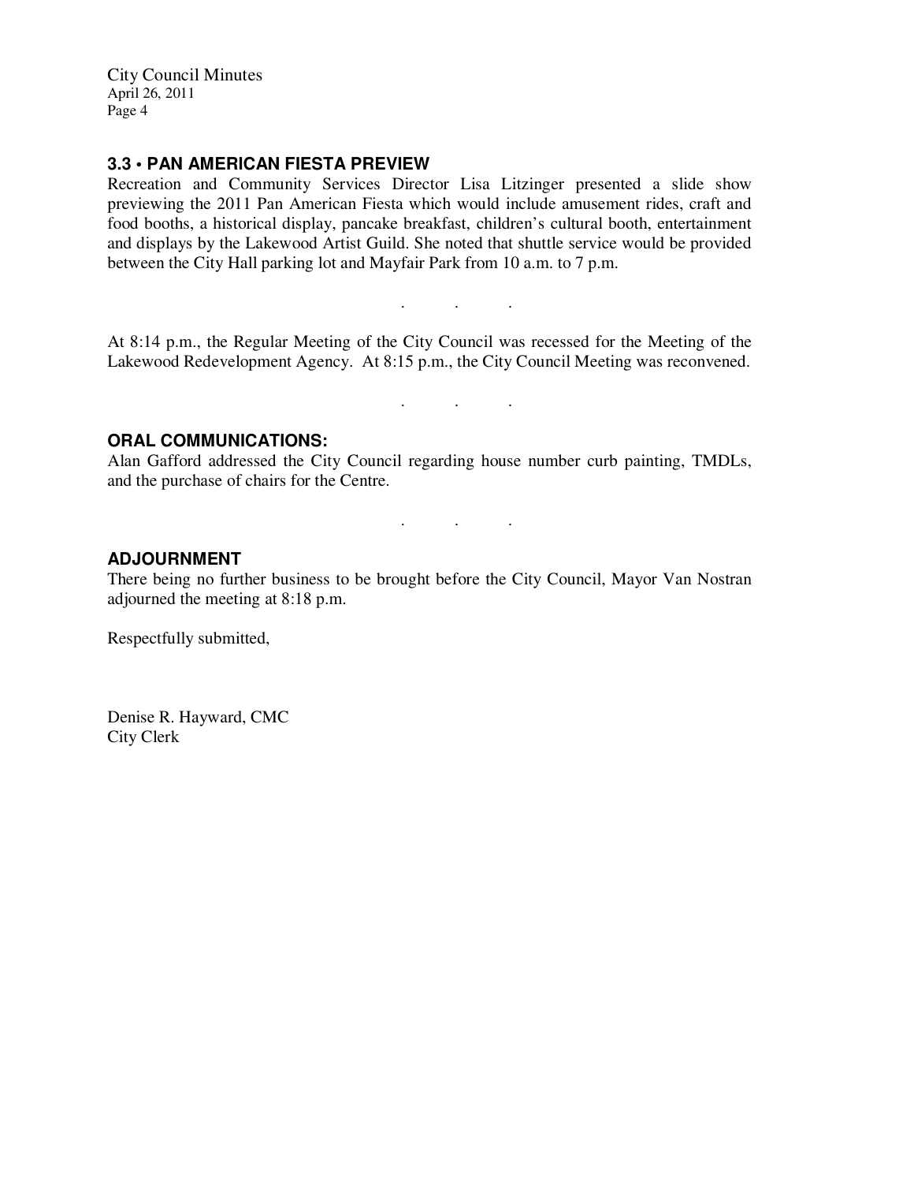### 3.3 • PAN AMERICAN FIESTA PREVIEW

Recreation and Community Services Director Lisa Litzinger presented a slide show previewing the 2011 Pan American Fiesta which would include amusement rides, craft and food booths, a historical display, pancake breakfast, children's cultural booth, entertainment and displays by the Lakewood Artist Guild. She noted that shuttle service would be provided between the City Hall parking lot and Mayfair Park from 10 a.m. to 7 p.m.

. . .

At 8:14 p.m., the Regular Meeting of the City Council was recessed for the Meeting of the Lakewood Redevelopment Agency. At 8:15 p.m., the City Council Meeting was reconvened.

. . .

### ORAL COMMUNICATIONS:

Alan Gafford addressed the City Council regarding house number curb painting, TMDLs, and the purchase of chairs for the Centre.

. . .

### ADJOURNMENT

There being no further business to be brought before the City Council, Mayor Van Nostran adjourned the meeting at 8:18 p.m.

Respectfully submitted,

Denise R. Hayward, CMC
City Clerk